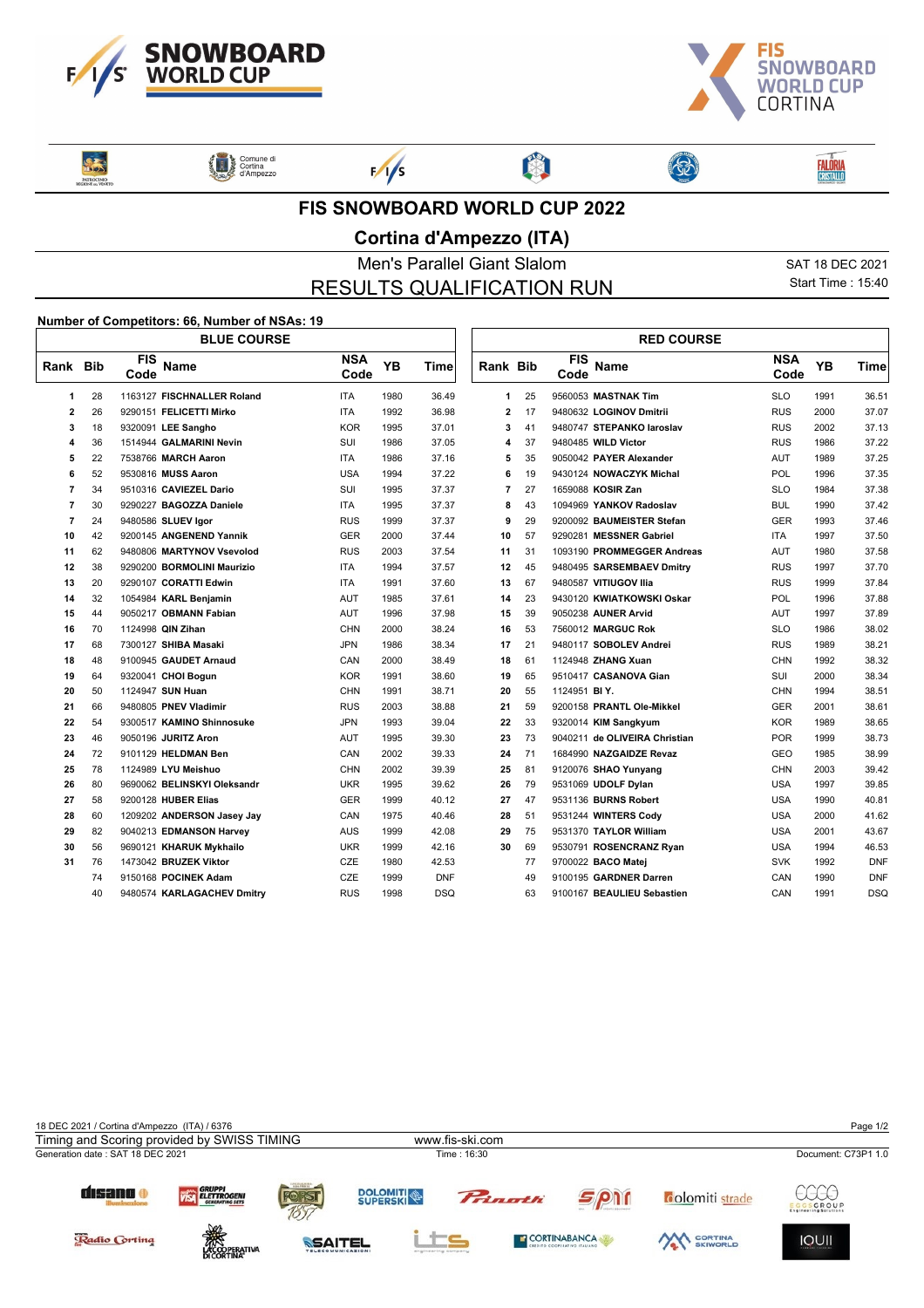# FIS SNOWBOARD WORLD CUP 2022

## Cortina d'Ampezzo (ITA)

### Men's Parallel Giant Slalom

### RESULTS QUALIFICATION RUN

SAT 18 DEC 2021
Start Time : 15:40

**Number of Competitors: 66, Number of NSAs: 19**

**BLUE COURSE**

| Rank | Bib | FIS Code | Name | NSA Code | YB | Time |
|---|---|---|---|---|---|---|
| 1 | 28 | 1163127 | **FISCHNALLER Roland** | ITA | 1980 | 36.49 |
| 2 | 26 | 9290151 | **FELICETTI Mirko** | ITA | 1992 | 36.98 |
| 3 | 18 | 9320091 | **LEE Sangho** | KOR | 1995 | 37.01 |
| 4 | 36 | 1514944 | **GALMARINI Nevin** | SUI | 1986 | 37.05 |
| 5 | 22 | 7538766 | **MARCH Aaron** | ITA | 1986 | 37.16 |
| 6 | 52 | 9530816 | **MUSS Aaron** | USA | 1994 | 37.22 |
| 7 | 34 | 9510316 | **CAVIEZEL Dario** | SUI | 1995 | 37.37 |
| 7 | 30 | 9290227 | **BAGOZZA Daniele** | ITA | 1995 | 37.37 |
| 7 | 24 | 9480586 | **SLUEV Igor** | RUS | 1999 | 37.37 |
| 10 | 42 | 9200145 | **ANGENEND Yannik** | GER | 2000 | 37.44 |
| 11 | 62 | 9480806 | **MARTYNOV Vsevolod** | RUS | 2003 | 37.54 |
| 12 | 38 | 9290200 | **BORMOLINI Maurizio** | ITA | 1994 | 37.57 |
| 13 | 20 | 9290107 | **CORATTI Edwin** | ITA | 1991 | 37.60 |
| 14 | 32 | 1054984 | **KARL Benjamin** | AUT | 1985 | 37.61 |
| 15 | 44 | 9050217 | **OBMANN Fabian** | AUT | 1996 | 37.98 |
| 16 | 70 | 1124998 | **QIN Zihan** | CHN | 2000 | 38.24 |
| 17 | 68 | 7300127 | **SHIBA Masaki** | JPN | 1986 | 38.34 |
| 18 | 48 | 9100945 | **GAUDET Arnaud** | CAN | 2000 | 38.49 |
| 19 | 64 | 9320041 | **CHOI Bogun** | KOR | 1991 | 38.60 |
| 20 | 50 | 1124947 | **SUN Huan** | CHN | 1991 | 38.71 |
| 21 | 66 | 9480805 | **PNEV Vladimir** | RUS | 2003 | 38.88 |
| 22 | 54 | 9300517 | **KAMINO Shinnosuke** | JPN | 1993 | 39.04 |
| 23 | 46 | 9050196 | **JURITZ Aron** | AUT | 1995 | 39.30 |
| 24 | 72 | 9101129 | **HELDMAN Ben** | CAN | 2002 | 39.33 |
| 25 | 78 | 1124989 | **LYU Meishuo** | CHN | 2002 | 39.39 |
| 26 | 80 | 9690062 | **BELINSKYI Oleksandr** | UKR | 1995 | 39.62 |
| 27 | 58 | 9200128 | **HUBER Elias** | GER | 1999 | 40.12 |
| 28 | 60 | 1209202 | **ANDERSON Jasey Jay** | CAN | 1975 | 40.46 |
| 29 | 82 | 9040213 | **EDMONSON Harvey** | AUS | 1999 | 42.08 |
| 30 | 56 | 9690121 | **KHARUK Mykhailo** | UKR | 1999 | 42.16 |
| 31 | 76 | 1473042 | **BRUZEK Viktor** | CZE | 1980 | 42.53 |
| | 74 | 9150168 | **POCINEK Adam** | CZE | 1999 | DNF |
| | 40 | 9480574 | **KARLAGACHEV Dmitry** | RUS | 1998 | DSQ |

**RED COURSE**

| Rank | Bib | FIS Code | Name | NSA Code | YB | Time |
|---|---|---|---|---|---|---|
| 1 | 25 | 9560053 | **MASTNAK Tim** | SLO | 1991 | 36.51 |
| 2 | 17 | 9480632 | **LOGINOV Dmitrii** | RUS | 2000 | 37.07 |
| 3 | 41 | 9480747 | **STEPANKO Iaroslav** | RUS | 2002 | 37.13 |
| 4 | 37 | 9480485 | **WILD Victor** | RUS | 1986 | 37.22 |
| 5 | 35 | 9050042 | **PAYER Alexander** | AUT | 1989 | 37.25 |
| 6 | 19 | 9430124 | **NOWACZYK Michal** | POL | 1996 | 37.35 |
| 7 | 27 | 1659088 | **KOSIR Zan** | SLO | 1984 | 37.38 |
| 8 | 43 | 1094969 | **YANKOV Radoslav** | BUL | 1990 | 37.42 |
| 9 | 29 | 9200092 | **BAUMEISTER Stefan** | GER | 1993 | 37.46 |
| 10 | 57 | 9290281 | **MESSNER Gabriel** | ITA | 1997 | 37.50 |
| 11 | 31 | 1093190 | **PROMMEGGER Andreas** | AUT | 1980 | 37.58 |
| 12 | 45 | 9480495 | **SARSEMBAEV Dmitry** | RUS | 1997 | 37.70 |
| 13 | 67 | 9480587 | **VITIUGOV Ilia** | RUS | 1999 | 37.84 |
| 14 | 23 | 9430120 | **KWIATKOWSKI Oskar** | POL | 1996 | 37.88 |
| 15 | 39 | 9050238 | **AUNER Arvid** | AUT | 1997 | 37.89 |
| 16 | 53 | 7560012 | **MARGUC Rok** | SLO | 1986 | 38.02 |
| 17 | 21 | 9480117 | **SOBOLEV Andrei** | RUS | 1989 | 38.21 |
| 18 | 61 | 1124948 | **ZHANG Xuan** | CHN | 1992 | 38.32 |
| 19 | 65 | 9510417 | **CASANOVA Gian** | SUI | 2000 | 38.34 |
| 20 | 55 | 1124951 | **BI Y.** | CHN | 1994 | 38.51 |
| 21 | 59 | 9200158 | **PRANTL Ole-Mikkel** | GER | 2001 | 38.61 |
| 22 | 33 | 9320014 | **KIM Sangkyum** | KOR | 1989 | 38.65 |
| 23 | 73 | 9040211 | **de OLIVEIRA Christian** | POR | 1999 | 38.73 |
| 24 | 71 | 1684990 | **NAZGAIDZE Revaz** | GEO | 1985 | 38.99 |
| 25 | 81 | 9120076 | **SHAO Yunyang** | CHN | 2003 | 39.42 |
| 26 | 79 | 9531069 | **UDOLF Dylan** | USA | 1997 | 39.85 |
| 27 | 47 | 9531136 | **BURNS Robert** | USA | 1990 | 40.81 |
| 28 | 51 | 9531244 | **WINTERS Cody** | USA | 2000 | 41.62 |
| 29 | 75 | 9531370 | **TAYLOR William** | USA | 2001 | 43.67 |
| 30 | 69 | 9530791 | **ROSENCRANZ Ryan** | USA | 1994 | 46.53 |
| | 77 | 9700022 | **BACO Matej** | SVK | 1992 | DNF |
| | 49 | 9100195 | **GARDNER Darren** | CAN | 1990 | DNF |
| | 63 | 9100167 | **BEAULIEU Sebastien** | CAN | 1991 | DSQ |

18 DEC 2021 / Cortina d'Ampezzo (ITA) / 6376

Timing and Scoring provided by SWISS TIMING — www.fis-ski.com

Generation date : SAT 18 DEC 2021 — Time : 16:30 — Document: C73P1 1.0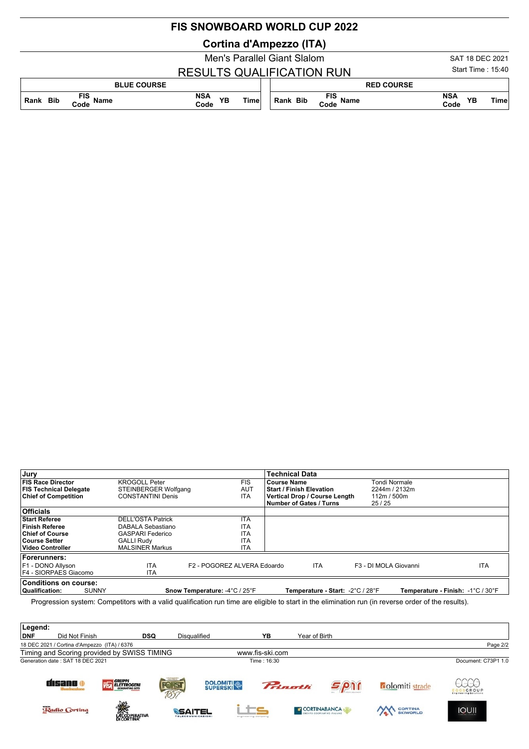# FIS SNOWBOARD WORLD CUP 2022

## Cortina d'Ampezzo (ITA)

### Men's Parallel Giant Slalom

### RESULTS QUALIFICATION RUN

SAT 18 DEC 2021

Start Time : 15:40

| BLUE COURSE | | | | | | | RED COURSE | | | | | | |
|---|---|---|---|---|---|---|---|---|---|---|---|---|---|
| Rank | Bib | FIS Code | Name | NSA Code | YB | Time | Rank | Bib | FIS Code | Name | NSA Code | YB | Time |

| Jury | | |
|---|---|---|
| **FIS Race Director** | KROGOLL Peter | FIS |
| **FIS Technical Delegate** | STEINBERGER Wolfgang | AUT |
| **Chief of Competition** | CONSTANTINI Denis | ITA |

| Technical Data | |
|---|---|
| **Course Name** | Tondi Normale |
| **Start / Finish Elevation** | 2244m / 2132m |
| **Vertical Drop / Course Length** | 112m / 500m |
| **Number of Gates / Turns** | 25 / 25 |

| Officials | | |
|---|---|---|
| **Start Referee** | DELL'OSTA Patrick | ITA |
| **Finish Referee** | DABALA Sebastiano | ITA |
| **Chief of Course** | GASPARI Federico | ITA |
| **Course Setter** | GALLI Rudy | ITA |
| **Video Controller** | MALSINER Markus | ITA |

**Forerunners:**

F1 - DONO Allyson ITA | F2 - POGOREZ ALVERA Edoardo ITA | F3 - DI MOLA Giovanni ITA
F4 - SIORPAES Giacomo ITA

**Conditions on course:**

**Qualification:** SUNNY | **Snow Temperature:** -4°C / 25°F | **Temperature - Start:** -2°C / 28°F | **Temperature - Finish:** -1°C / 30°F

Progression system: Competitors with a valid qualification run time are eligible to start in the elimination run (in reverse order of the results).

**Legend:**

**DNF** Did Not Finish | **DSQ** Disqualified | **YB** Year of Birth

18 DEC 2021 / Cortina d'Ampezzo (ITA) / 6376

Timing and Scoring provided by SWISS TIMING — www.fis-ski.com

Generation date : SAT 18 DEC 2021 — Time : 16:30 — Document: C73P1 1.0